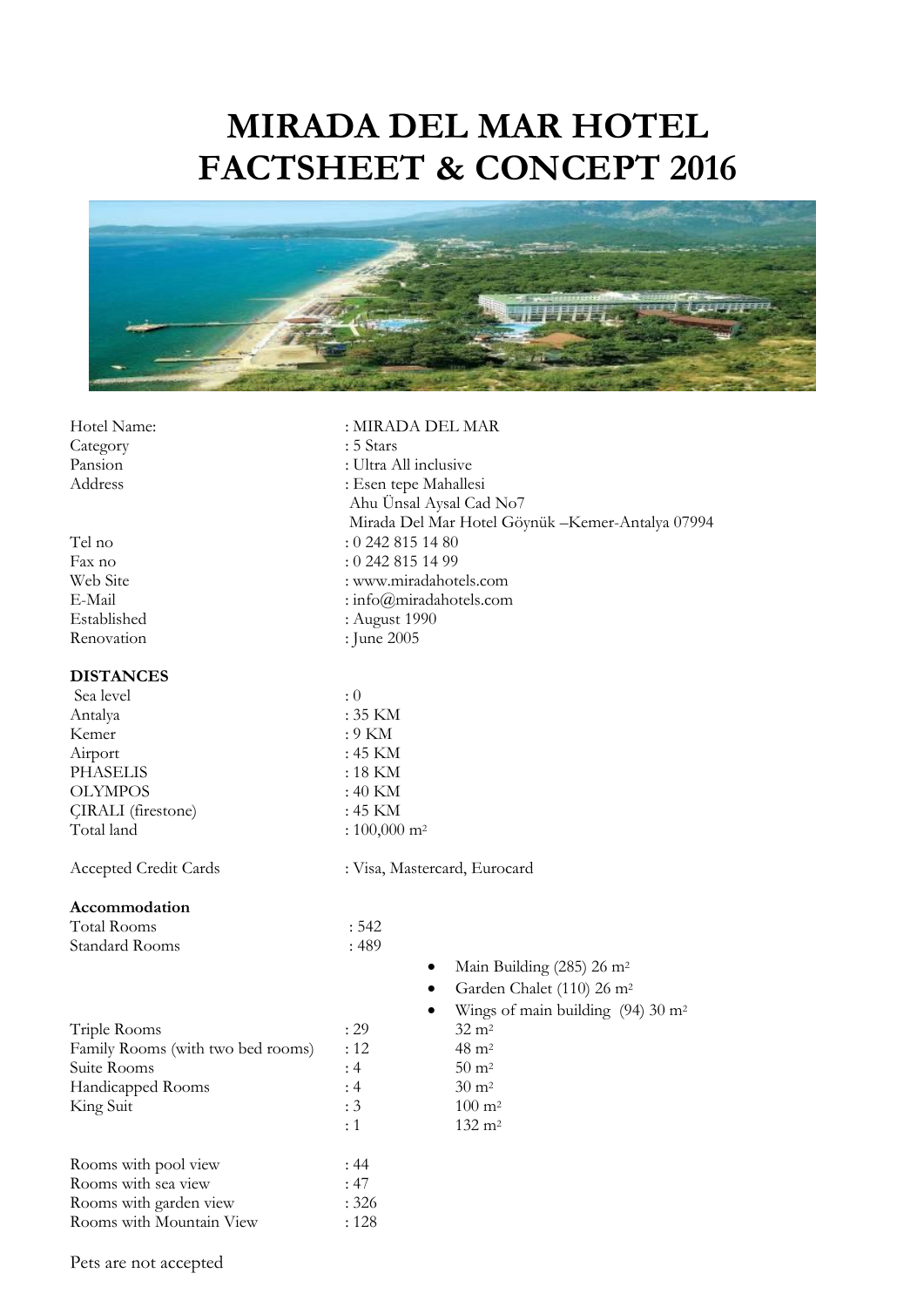# MIRADA DEL MAR HOTEL FACTSHEET & CONCEPT 2016

| | |
|---|---|
| Hotel Name: | : MIRADA DEL MAR |
| Category | : 5 Stars |
| Pansion | : Ultra All inclusive |
| Address | : Esen tepe Mahallesi<br>Ahu Ünsal Aysal Cad No7<br>Mirada Del Mar Hotel Göynük –Kemer-Antalya 07994 |
| Tel no | : 0 242 815 14 80 |
| Fax no | : 0 242 815 14 99 |
| Web Site | : www.miradahotels.com |
| E-Mail | : info@miradahotels.com |
| Established | : August 1990 |
| Renovation | : June 2005 |

**DISTANCES**

| | |
|---|---|
| Sea level | : 0 |
| Antalya | : 35 KM |
| Kemer | : 9 KM |
| Airport | : 45 KM |
| PHASELIS | : 18 KM |
| OLYMPOS | : 40 KM |
| ÇIRALI (firestone) | : 45 KM |
| Total land | : 100,000 m² |

Accepted Credit Cards : Visa, Mastercard, Eurocard

**Accommodation**

| | | |
|---|---|---|
| Total Rooms | : 542 | |
| Standard Rooms | : 489 | • Main Building (285) 26 m²<br>• Garden Chalet (110) 26 m²<br>• Wings of main building (94) 30 m² |
| Triple Rooms | : 29 | 32 m² |
| Family Rooms (with two bed rooms) | : 12 | 48 m² |
| Suite Rooms | : 4 | 50 m² |
| Handicapped Rooms | : 4 | 30 m² |
| King Suit | : 3 | 100 m² |
| | : 1 | 132 m² |

| | |
|---|---|
| Rooms with pool view | : 44 |
| Rooms with sea view | : 47 |
| Rooms with garden view | : 326 |
| Rooms with Mountain View | : 128 |

Pets are not accepted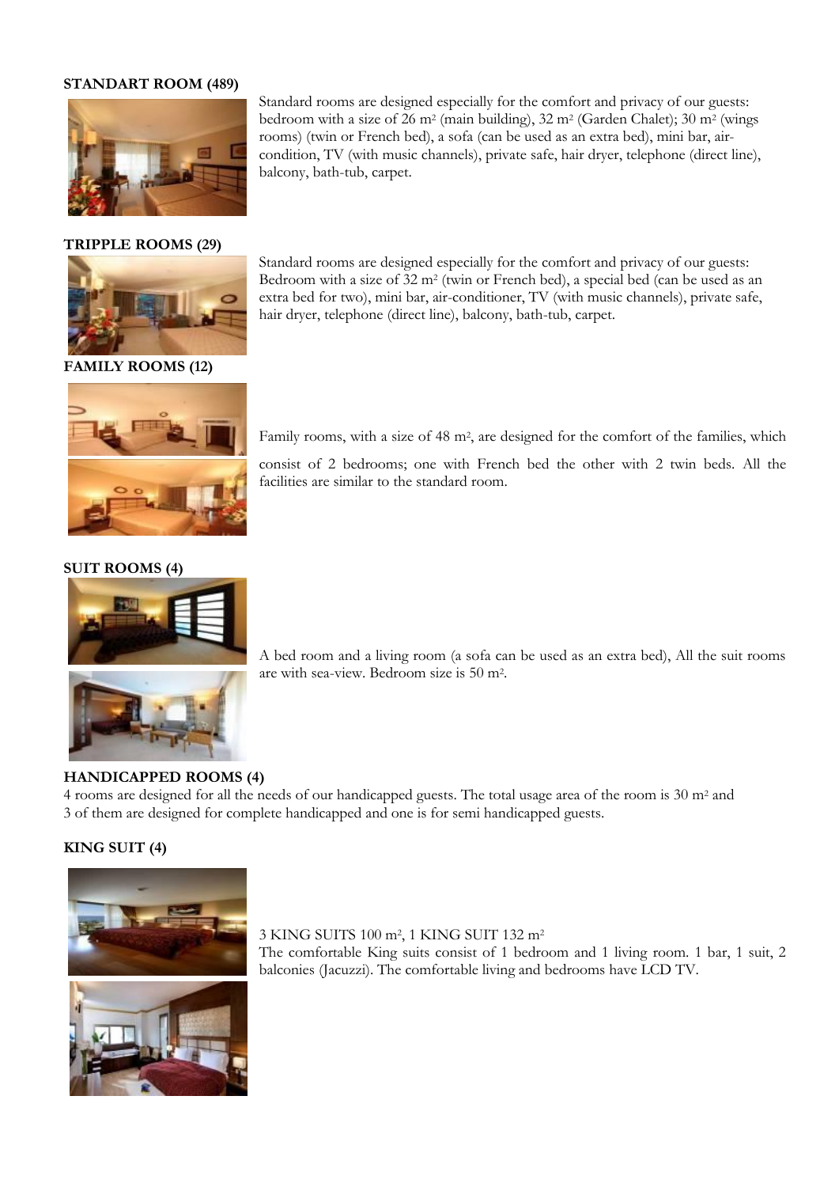**STANDART ROOM (489)**

Standard rooms are designed especially for the comfort and privacy of our guests: bedroom with a size of 26 m² (main building), 32 m² (Garden Chalet); 30 m² (wings rooms) (twin or French bed), a sofa (can be used as an extra bed), mini bar, air-condition, TV (with music channels), private safe, hair dryer, telephone (direct line), balcony, bath-tub, carpet.

**TRIPPLE ROOMS (29)**

Standard rooms are designed especially for the comfort and privacy of our guests: Bedroom with a size of 32 m² (twin or French bed), a special bed (can be used as an extra bed for two), mini bar, air-conditioner, TV (with music channels), private safe, hair dryer, telephone (direct line), balcony, bath-tub, carpet.

**FAMILY ROOMS (12)**

Family rooms, with a size of 48 m², are designed for the comfort of the families, which consist of 2 bedrooms; one with French bed the other with 2 twin beds. All the facilities are similar to the standard room.

**SUIT ROOMS (4)**

A bed room and a living room (a sofa can be used as an extra bed), All the suit rooms are with sea-view. Bedroom size is 50 m².

**HANDICAPPED ROOMS (4)**

4 rooms are designed for all the needs of our handicapped guests. The total usage area of the room is 30 m² and 3 of them are designed for complete handicapped and one is for semi handicapped guests.

**KING SUIT (4)**

3 KING SUITS 100 m², 1 KING SUIT 132 m²
The comfortable King suits consist of 1 bedroom and 1 living room. 1 bar, 1 suit, 2 balconies (Jacuzzi). The comfortable living and bedrooms have LCD TV.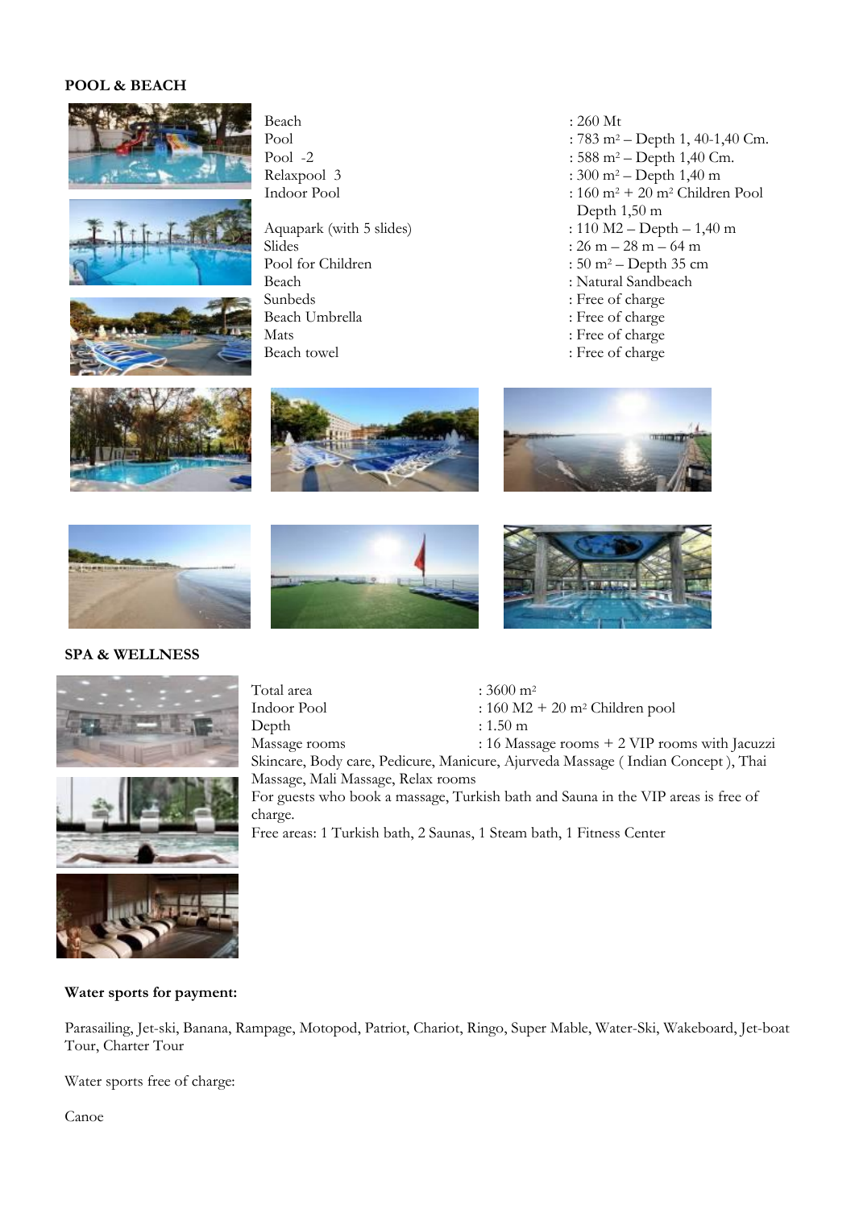**POOL & BEACH**

| | |
|---|---|
| Beach | : 260 Mt |
| Pool | : 783 m² – Depth 1, 40-1,40 Cm. |
| Pool -2 | : 588 m² – Depth 1,40 Cm. |
| Relaxpool 3 | : 300 m² – Depth 1,40 m |
| Indoor Pool | : 160 m² + 20 m² Children Pool Depth 1,50 m |
| Aquapark (with 5 slides) | : 110 M2 – Depth – 1,40 m |
| Slides | : 26 m – 28 m – 64 m |
| Pool for Children | : 50 m² – Depth 35 cm |
| Beach | : Natural Sandbeach |
| Sunbeds | : Free of charge |
| Beach Umbrella | : Free of charge |
| Mats | : Free of charge |
| Beach towel | : Free of charge |

**SPA & WELLNESS**

| | |
|---|---|
| Total area | : 3600 m² |
| Indoor Pool | : 160 M2 + 20 m² Children pool |
| Depth | : 1.50 m |
| Massage rooms | : 16 Massage rooms + 2 VIP rooms with Jacuzzi |

Skincare, Body care, Pedicure, Manicure, Ajurveda Massage ( Indian Concept ), Thai Massage, Mali Massage, Relax rooms

For guests who book a massage, Turkish bath and Sauna in the VIP areas is free of charge.

Free areas: 1 Turkish bath, 2 Saunas, 1 Steam bath, 1 Fitness Center

**Water sports for payment:**

Parasailing, Jet-ski, Banana, Rampage, Motopod, Patriot, Chariot, Ringo, Super Mable, Water-Ski, Wakeboard, Jet-boat Tour, Charter Tour

Water sports free of charge:

Canoe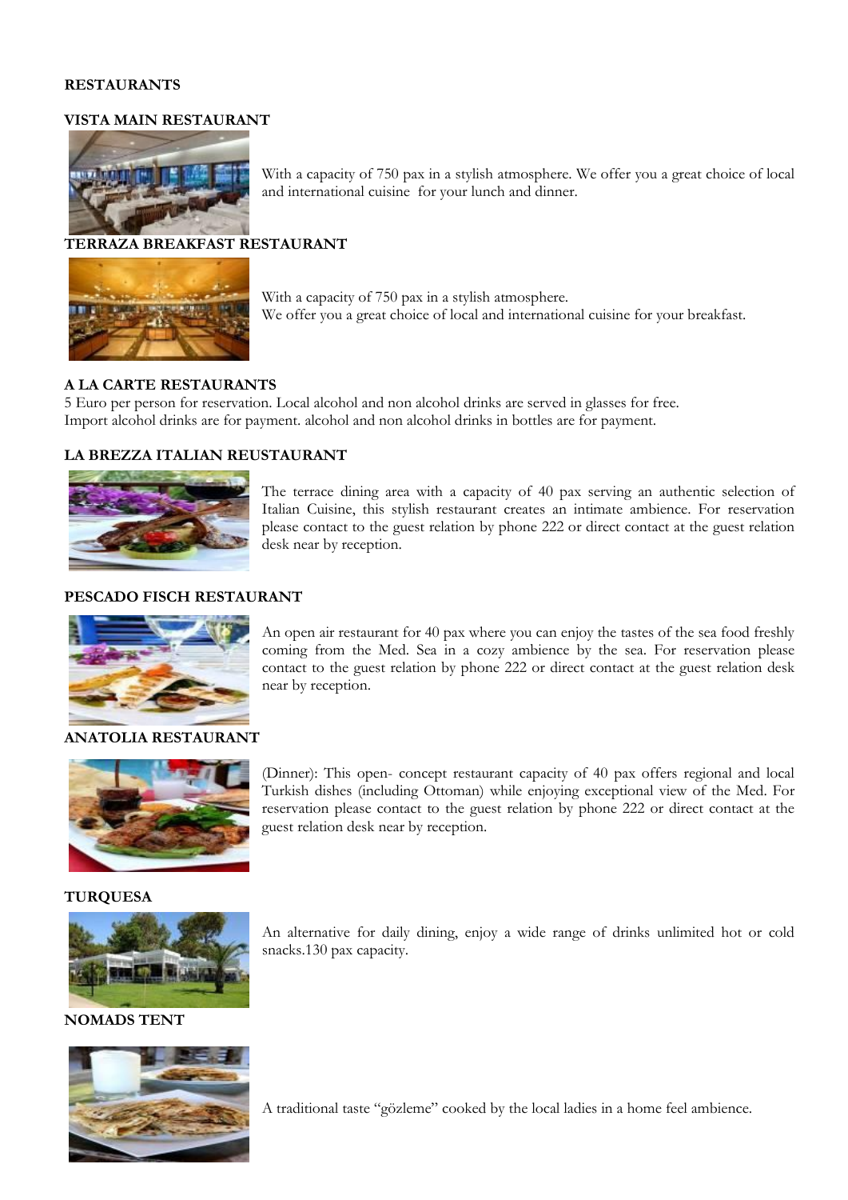# RESTAURANTS

## VISTA MAIN RESTAURANT

With a capacity of 750 pax in a stylish atmosphere. We offer you a great choice of local and international cuisine for your lunch and dinner.

## TERRAZA BREAKFAST RESTAURANT

With a capacity of 750 pax in a stylish atmosphere.
We offer you a great choice of local and international cuisine for your breakfast.

## A LA CARTE RESTAURANTS

5 Euro per person for reservation. Local alcohol and non alcohol drinks are served in glasses for free.
Import alcohol drinks are for payment. alcohol and non alcohol drinks in bottles are for payment.

## LA BREZZA ITALIAN REUSTAURANT

The terrace dining area with a capacity of 40 pax serving an authentic selection of Italian Cuisine, this stylish restaurant creates an intimate ambience. For reservation please contact to the guest relation by phone 222 or direct contact at the guest relation desk near by reception.

## PESCADO FISCH RESTAURANT

An open air restaurant for 40 pax where you can enjoy the tastes of the sea food freshly coming from the Med. Sea in a cozy ambience by the sea. For reservation please contact to the guest relation by phone 222 or direct contact at the guest relation desk near by reception.

## ANATOLIA RESTAURANT

(Dinner): This open- concept restaurant capacity of 40 pax offers regional and local Turkish dishes (including Ottoman) while enjoying exceptional view of the Med. For reservation please contact to the guest relation by phone 222 or direct contact at the guest relation desk near by reception.

## TURQUESA

An alternative for daily dining, enjoy a wide range of drinks unlimited hot or cold snacks.130 pax capacity.

## NOMADS TENT

A traditional taste “gözleme” cooked by the local ladies in a home feel ambience.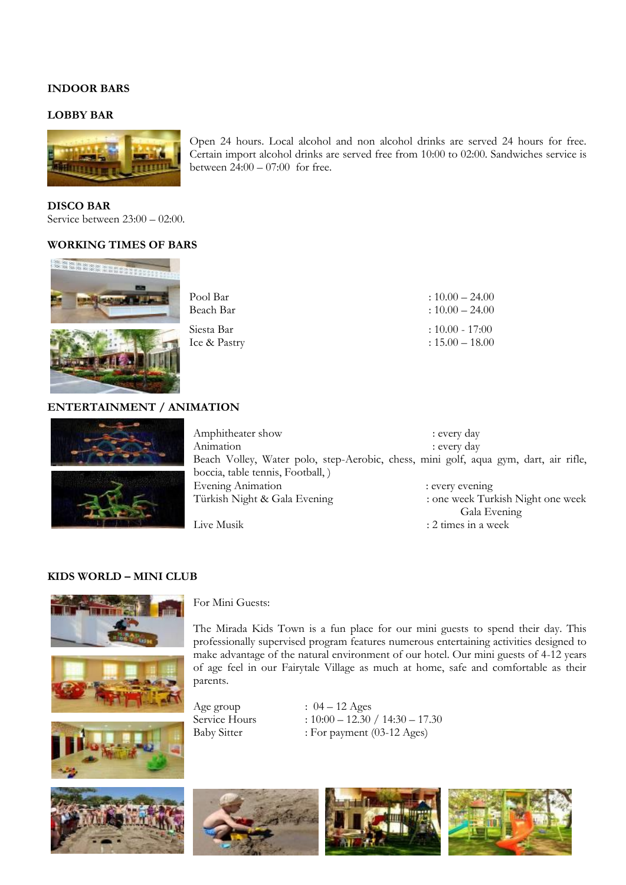## INDOOR BARS

### LOBBY BAR

Open 24 hours. Local alcohol and non alcohol drinks are served 24 hours for free. Certain import alcohol drinks are served free from 10:00 to 02:00. Sandwiches service is between 24:00 – 07:00 for free.

### DISCO BAR

Service between 23:00 – 02:00.

### WORKING TIMES OF BARS

| | |
|---|---|
| Pool Bar | : 10.00 – 24.00 |
| Beach Bar | : 10.00 – 24.00 |
| Siesta Bar | : 10.00 - 17:00 |
| Ice & Pastry | : 15.00 – 18.00 |

## ENTERTAINMENT / ANIMATION

| | |
|---|---|
| Amphitheater show | : every day |
| Animation | : every day |

Beach Volley, Water polo, step-Aerobic, chess, mini golf, aqua gym, dart, air rifle, boccia, table tennis, Football, )

| | |
|---|---|
| Evening Animation | : every evening |
| Türkish Night & Gala Evening | : one week Turkish Night one week Gala Evening |
| Live Musik | : 2 times in a week |

## KIDS WORLD – MINI CLUB

For Mini Guests:

The Mirada Kids Town is a fun place for our mini guests to spend their day. This professionally supervised program features numerous entertaining activities designed to make advantage of the natural environment of our hotel. Our mini guests of 4-12 years of age feel in our Fairytale Village as much at home, safe and comfortable as their parents.

| | |
|---|---|
| Age group | : 04 – 12 Ages |
| Service Hours | : 10:00 – 12.30 / 14:30 – 17.30 |
| Baby Sitter | : For payment (03-12 Ages) |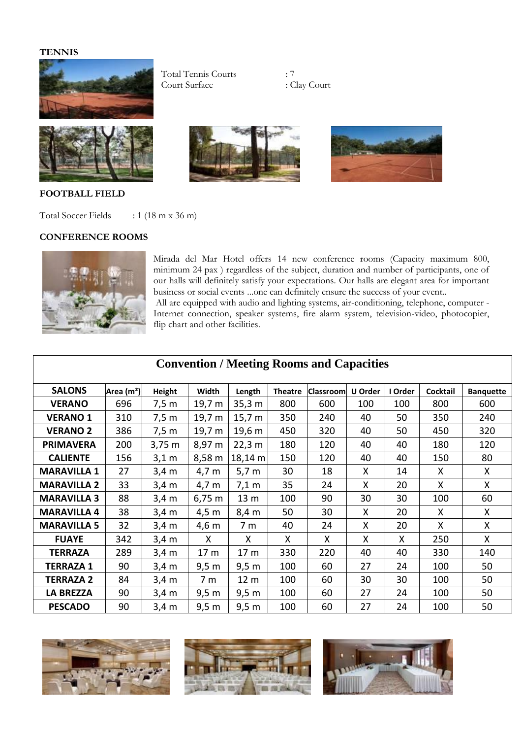**TENNIS**

Total Tennis Courts : 7
Court Surface : Clay Court

**FOOTBALL FIELD**

Total Soccer Fields : 1 (18 m x 36 m)

**CONFERENCE ROOMS**

Mirada del Mar Hotel offers 14 new conference rooms (Capacity maximum 800, minimum 24 pax ) regardless of the subject, duration and number of participants, one of our halls will definitely satisfy your expectations. Our halls are elegant area for important business or social events ...one can definitely ensure the success of your event..
All are equipped with audio and lighting systems, air-conditioning, telephone, computer - Internet connection, speaker systems, fire alarm system, television-video, photocopier, flip chart and other facilities.

**Convention / Meeting Rooms and Capacities**

| SALONS | Area (m²) | Height | Width | Length | Theatre | Classroom | U Order | I Order | Cocktail | Banquette |
|---|---|---|---|---|---|---|---|---|---|---|
| VERANO | 696 | 7,5 m | 19,7 m | 35,3 m | 800 | 600 | 100 | 100 | 800 | 600 |
| VERANO 1 | 310 | 7,5 m | 19,7 m | 15,7 m | 350 | 240 | 40 | 50 | 350 | 240 |
| VERANO 2 | 386 | 7,5 m | 19,7 m | 19,6 m | 450 | 320 | 40 | 50 | 450 | 320 |
| PRIMAVERA | 200 | 3,75 m | 8,97 m | 22,3 m | 180 | 120 | 40 | 40 | 180 | 120 |
| CALIENTE | 156 | 3,1 m | 8,58 m | 18,14 m | 150 | 120 | 40 | 40 | 150 | 80 |
| MARAVILLA 1 | 27 | 3,4 m | 4,7 m | 5,7 m | 30 | 18 | X | 14 | X | X |
| MARAVILLA 2 | 33 | 3,4 m | 4,7 m | 7,1 m | 35 | 24 | X | 20 | X | X |
| MARAVILLA 3 | 88 | 3,4 m | 6,75 m | 13 m | 100 | 90 | 30 | 30 | 100 | 60 |
| MARAVILLA 4 | 38 | 3,4 m | 4,5 m | 8,4 m | 50 | 30 | X | 20 | X | X |
| MARAVILLA 5 | 32 | 3,4 m | 4,6 m | 7 m | 40 | 24 | X | 20 | X | X |
| FUAYE | 342 | 3,4 m | X | X | X | X | X | X | 250 | X |
| TERRAZA | 289 | 3,4 m | 17 m | 17 m | 330 | 220 | 40 | 40 | 330 | 140 |
| TERRAZA 1 | 90 | 3,4 m | 9,5 m | 9,5 m | 100 | 60 | 27 | 24 | 100 | 50 |
| TERRAZA 2 | 84 | 3,4 m | 7 m | 12 m | 100 | 60 | 30 | 30 | 100 | 50 |
| LA BREZZA | 90 | 3,4 m | 9,5 m | 9,5 m | 100 | 60 | 27 | 24 | 100 | 50 |
| PESCADO | 90 | 3,4 m | 9,5 m | 9,5 m | 100 | 60 | 27 | 24 | 100 | 50 |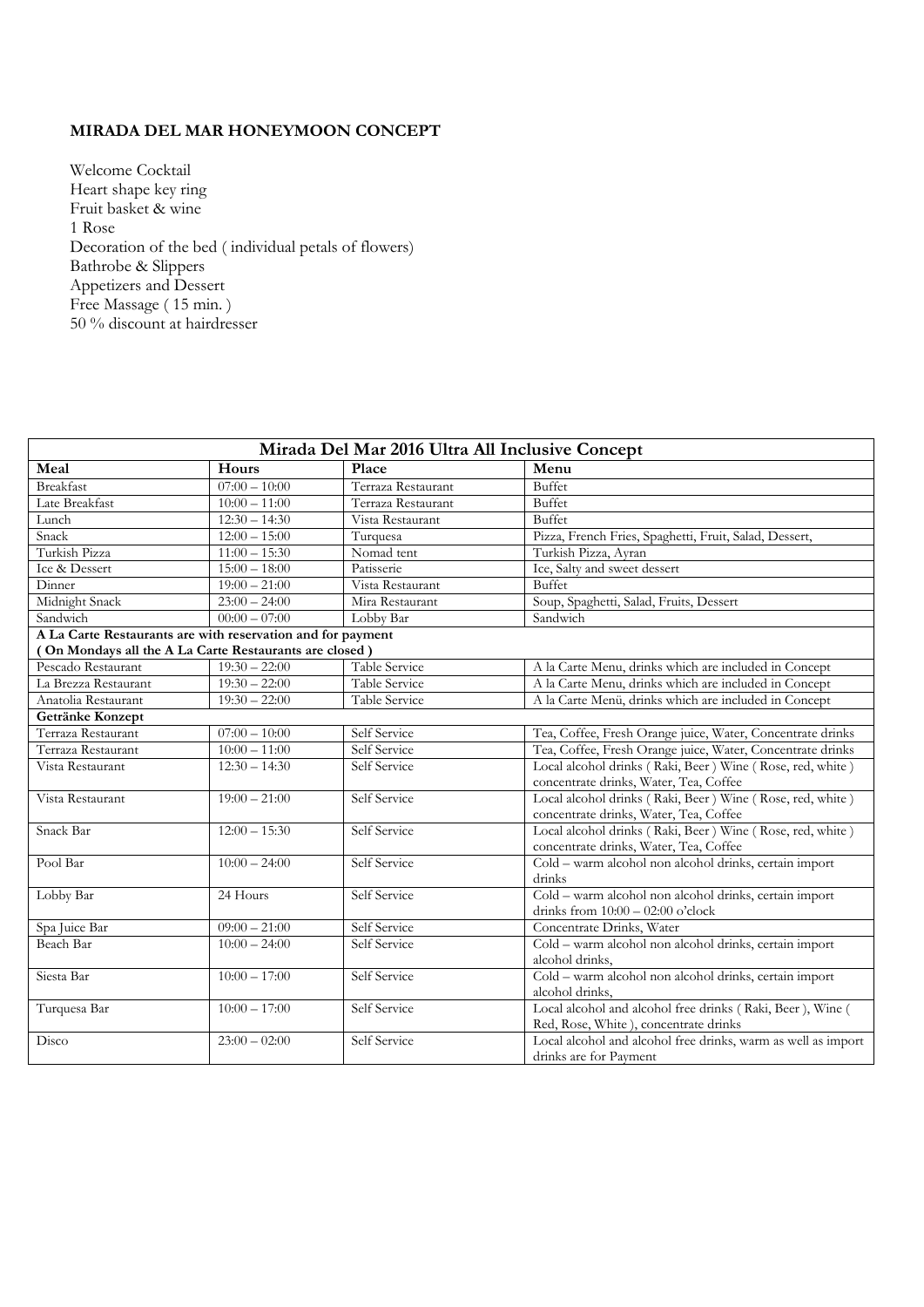**MIRADA DEL MAR HONEYMOON CONCEPT**

Welcome Cocktail
Heart shape key ring
Fruit basket & wine
1 Rose
Decoration of the bed ( individual petals of flowers)
Bathrobe & Slippers
Appetizers and Dessert
Free Massage ( 15 min. )
50 % discount at hairdresser

| Mirada Del Mar 2016 Ultra All Inclusive Concept | | | |
|---|---|---|---|
| **Meal** | **Hours** | **Place** | **Menu** |
| Breakfast | 07:00 – 10:00 | Terraza Restaurant | Buffet |
| Late Breakfast | 10:00 – 11:00 | Terraza Restaurant | Buffet |
| Lunch | 12:30 – 14:30 | Vista Restaurant | Buffet |
| Snack | 12:00 – 15:00 | Turquesa | Pizza, French Fries, Spaghetti, Fruit, Salad, Dessert, |
| Turkish Pizza | 11:00 – 15:30 | Nomad tent | Turkish Pizza, Ayran |
| Ice & Dessert | 15:00 – 18:00 | Patisserie | Ice, Salty and sweet dessert |
| Dinner | 19:00 – 21:00 | Vista Restaurant | Buffet |
| Midnight Snack | 23:00 – 24:00 | Mira Restaurant | Soup, Spaghetti, Salad, Fruits, Dessert |
| Sandwich | 00:00 – 07:00 | Lobby Bar | Sandwich |
| **A La Carte Restaurants are with reservation and for payment ( On Mondays all the A La Carte Restaurants are closed )** | | | |
| Pescado Restaurant | 19:30 – 22:00 | Table Service | A la Carte Menu, drinks which are included in Concept |
| La Brezza Restaurant | 19:30 – 22:00 | Table Service | A la Carte Menu, drinks which are included in Concept |
| Anatolia Restaurant | 19:30 – 22:00 | Table Service | A la Carte Menü, drinks which are included in Concept |
| **Getränke Konzept** | | | |
| Terraza Restaurant | 07:00 – 10:00 | Self Service | Tea, Coffee, Fresh Orange juice, Water, Concentrate drinks |
| Terraza Restaurant | 10:00 – 11:00 | Self Service | Tea, Coffee, Fresh Orange juice, Water, Concentrate drinks |
| Vista Restaurant | 12:30 – 14:30 | Self Service | Local alcohol drinks ( Raki, Beer ) Wine ( Rose, red, white ) concentrate drinks, Water, Tea, Coffee |
| Vista Restaurant | 19:00 – 21:00 | Self Service | Local alcohol drinks ( Raki, Beer ) Wine ( Rose, red, white ) concentrate drinks, Water, Tea, Coffee |
| Snack Bar | 12:00 – 15:30 | Self Service | Local alcohol drinks ( Raki, Beer ) Wine ( Rose, red, white ) concentrate drinks, Water, Tea, Coffee |
| Pool Bar | 10:00 – 24:00 | Self Service | Cold – warm alcohol non alcohol drinks, certain import drinks |
| Lobby Bar | 24 Hours | Self Service | Cold – warm alcohol non alcohol drinks, certain import drinks from 10:00 – 02:00 o'clock |
| Spa Juice Bar | 09:00 – 21:00 | Self Service | Concentrate Drinks, Water |
| Beach Bar | 10:00 – 24:00 | Self Service | Cold – warm alcohol non alcohol drinks, certain import alcohol drinks, |
| Siesta Bar | 10:00 – 17:00 | Self Service | Cold – warm alcohol non alcohol drinks, certain import alcohol drinks, |
| Turquesa Bar | 10:00 – 17:00 | Self Service | Local alcohol and alcohol free drinks ( Raki, Beer ), Wine ( Red, Rose, White ), concentrate drinks |
| Disco | 23:00 – 02:00 | Self Service | Local alcohol and alcohol free drinks, warm as well as import drinks are for Payment |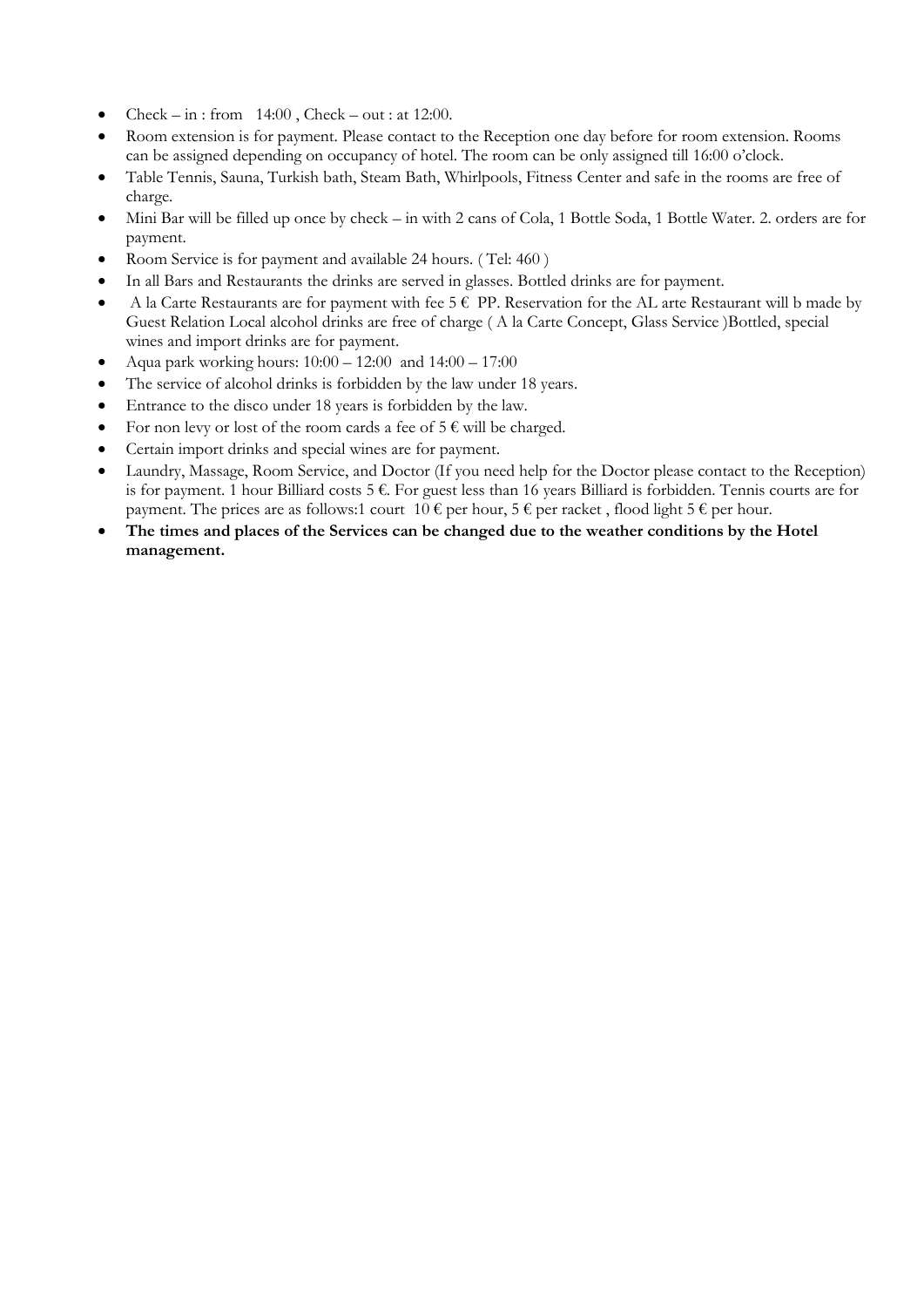- Check – in : from 14:00 , Check – out : at 12:00.
- Room extension is for payment. Please contact to the Reception one day before for room extension. Rooms can be assigned depending on occupancy of hotel. The room can be only assigned till 16:00 o'clock.
- Table Tennis, Sauna, Turkish bath, Steam Bath, Whirlpools, Fitness Center and safe in the rooms are free of charge.
- Mini Bar will be filled up once by check – in with 2 cans of Cola, 1 Bottle Soda, 1 Bottle Water. 2. orders are for payment.
- Room Service is for payment and available 24 hours. ( Tel: 460 )
- In all Bars and Restaurants the drinks are served in glasses. Bottled drinks are for payment.
- A la Carte Restaurants are for payment with fee 5 € PP. Reservation for the AL arte Restaurant will b made by Guest Relation Local alcohol drinks are free of charge ( A la Carte Concept, Glass Service )Bottled, special wines and import drinks are for payment.
- Aqua park working hours: 10:00 – 12:00 and 14:00 – 17:00
- The service of alcohol drinks is forbidden by the law under 18 years.
- Entrance to the disco under 18 years is forbidden by the law.
- For non levy or lost of the room cards a fee of 5 € will be charged.
- Certain import drinks and special wines are for payment.
- Laundry, Massage, Room Service, and Doctor (If you need help for the Doctor please contact to the Reception) is for payment. 1 hour Billiard costs 5 €. For guest less than 16 years Billiard is forbidden. Tennis courts are for payment. The prices are as follows:1 court 10 € per hour, 5 € per racket , flood light 5 € per hour.
- **The times and places of the Services can be changed due to the weather conditions by the Hotel management.**